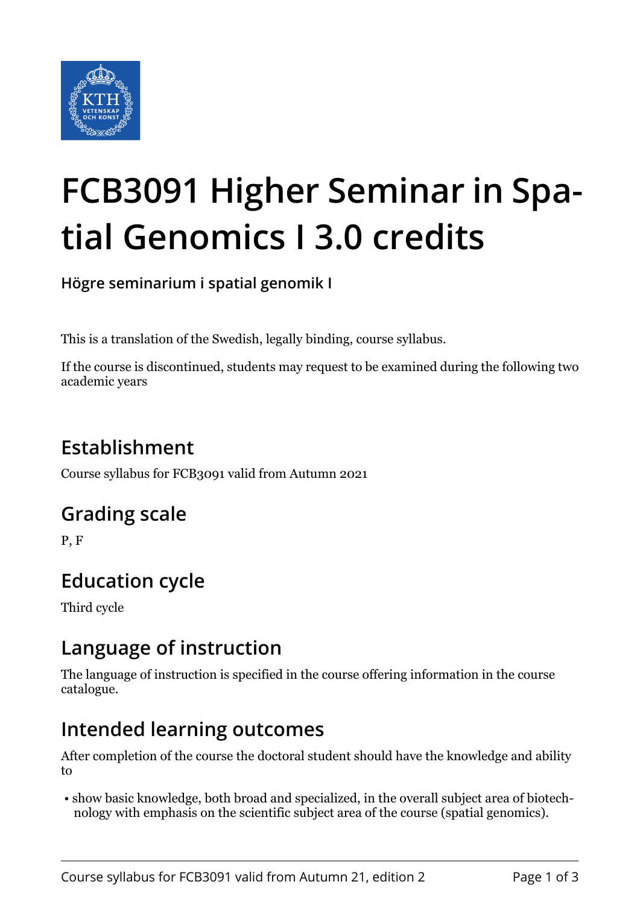# FCB3091 Higher Seminar in Spatial Genomics I 3.0 credits

**Högre seminarium i spatial genomik I**

This is a translation of the Swedish, legally binding, course syllabus.

If the course is discontinued, students may request to be examined during the following two academic years

## Establishment

Course syllabus for FCB3091 valid from Autumn 2021

## Grading scale

P, F

## Education cycle

Third cycle

## Language of instruction

The language of instruction is specified in the course offering information in the course catalogue.

## Intended learning outcomes

After completion of the course the doctoral student should have the knowledge and ability to

- show basic knowledge, both broad and specialized, in the overall subject area of biotechnology with emphasis on the scientific subject area of the course (spatial genomics).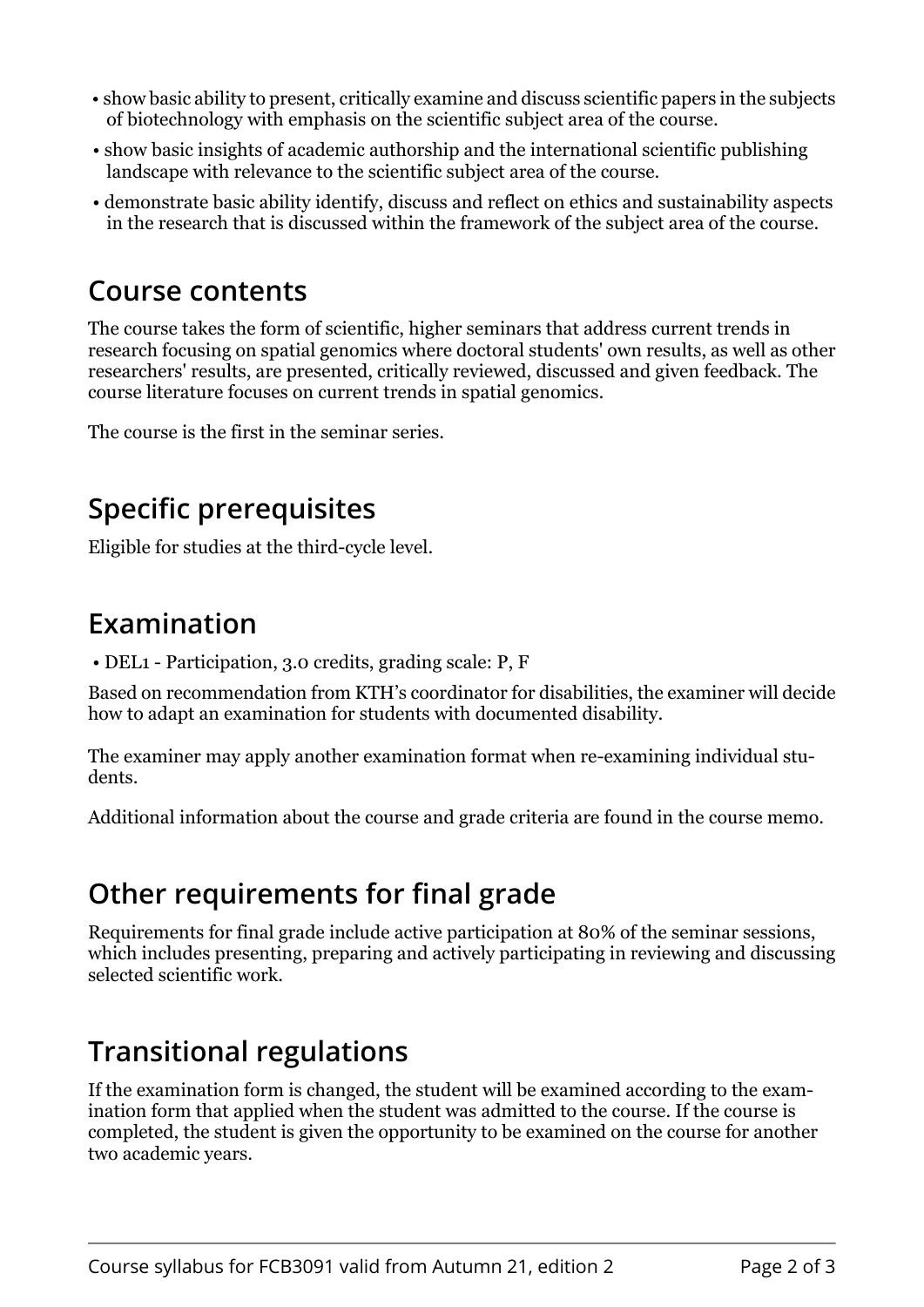- show basic ability to present, critically examine and discuss scientific papers in the subjects of biotechnology with emphasis on the scientific subject area of the course.
- show basic insights of academic authorship and the international scientific publishing landscape with relevance to the scientific subject area of the course.
- demonstrate basic ability identify, discuss and reflect on ethics and sustainability aspects in the research that is discussed within the framework of the subject area of the course.

## Course contents

The course takes the form of scientific, higher seminars that address current trends in research focusing on spatial genomics where doctoral students' own results, as well as other researchers' results, are presented, critically reviewed, discussed and given feedback. The course literature focuses on current trends in spatial genomics.

The course is the first in the seminar series.

## Specific prerequisites

Eligible for studies at the third-cycle level.

## Examination

- DEL1 - Participation, 3.0 credits, grading scale: P, F

Based on recommendation from KTH's coordinator for disabilities, the examiner will decide how to adapt an examination for students with documented disability.

The examiner may apply another examination format when re-examining individual students.

Additional information about the course and grade criteria are found in the course memo.

## Other requirements for final grade

Requirements for final grade include active participation at 80% of the seminar sessions, which includes presenting, preparing and actively participating in reviewing and discussing selected scientific work.

## Transitional regulations

If the examination form is changed, the student will be examined according to the examination form that applied when the student was admitted to the course. If the course is completed, the student is given the opportunity to be examined on the course for another two academic years.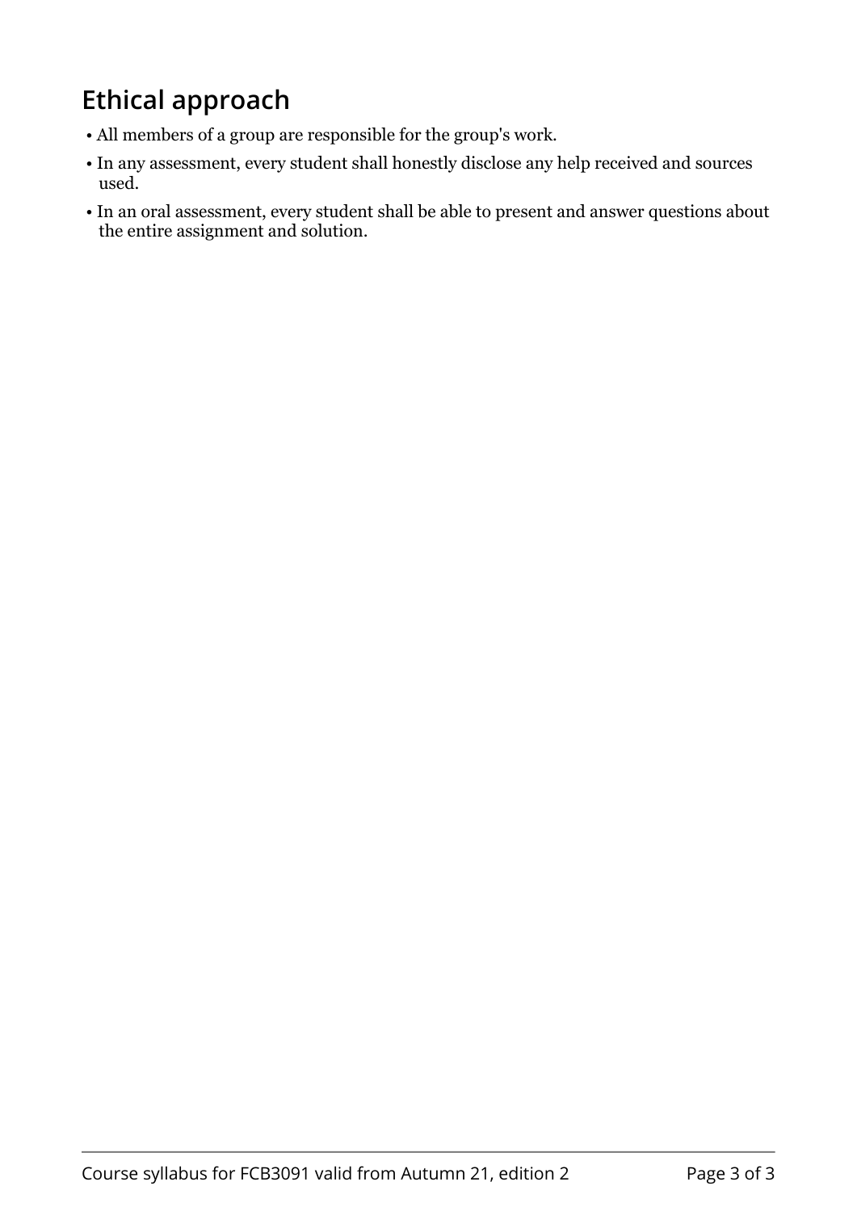## Ethical approach

- All members of a group are responsible for the group's work.
- In any assessment, every student shall honestly disclose any help received and sources used.
- In an oral assessment, every student shall be able to present and answer questions about the entire assignment and solution.